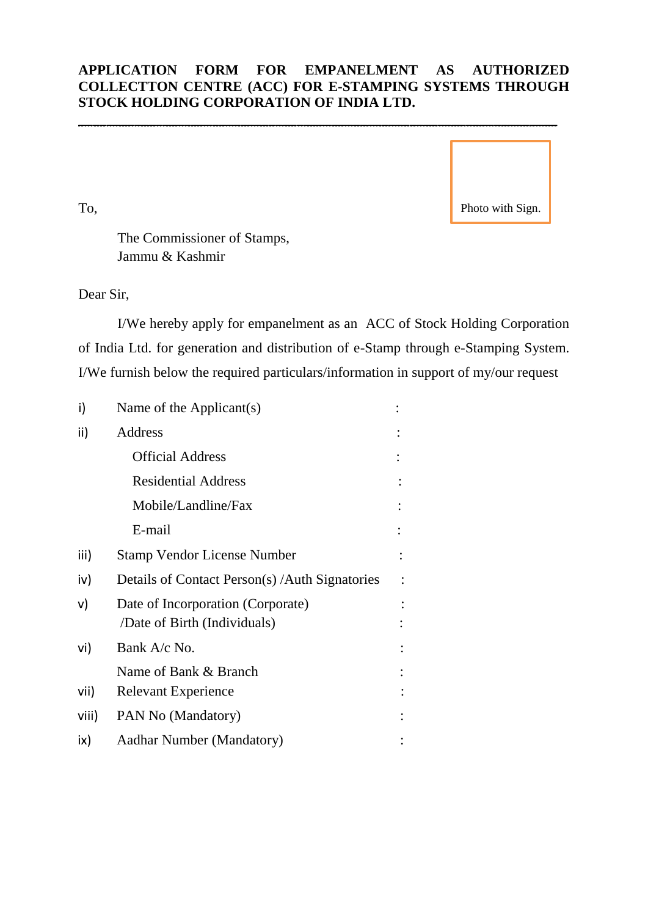**APPLICATION FORM FOR EMPANELMENT AS AUTHORIZED COLLECTTON CENTRE (ACC) FOR E-STAMPING SYSTEMS THROUGH STOCK HOLDING CORPORATION OF INDIA LTD.**

---

Photo with Sign.

To,

The Commissioner of Stamps,
Jammu & Kashmir

Dear Sir,

I/We hereby apply for empanelment as an ACC of Stock Holding Corporation of India Ltd. for generation and distribution of e-Stamp through e-Stamping System. I/We furnish below the required particulars/information in support of my/our request

| | | |
|---|---|---|
| i) | Name of the Applicant(s) | : |
| ii) | Address | : |
| | Official Address | : |
| | Residential Address | : |
| | Mobile/Landline/Fax | : |
| | E-mail | : |
| iii) | Stamp Vendor License Number | : |
| iv) | Details of Contact Person(s) /Auth Signatories | : |
| v) | Date of Incorporation (Corporate) | : |
| | /Date of Birth (Individuals) | : |
| vi) | Bank A/c No. | : |
| | Name of Bank & Branch | : |
| vii) | Relevant Experience | : |
| viii) | PAN No (Mandatory) | : |
| ix) | Aadhar Number (Mandatory) | : |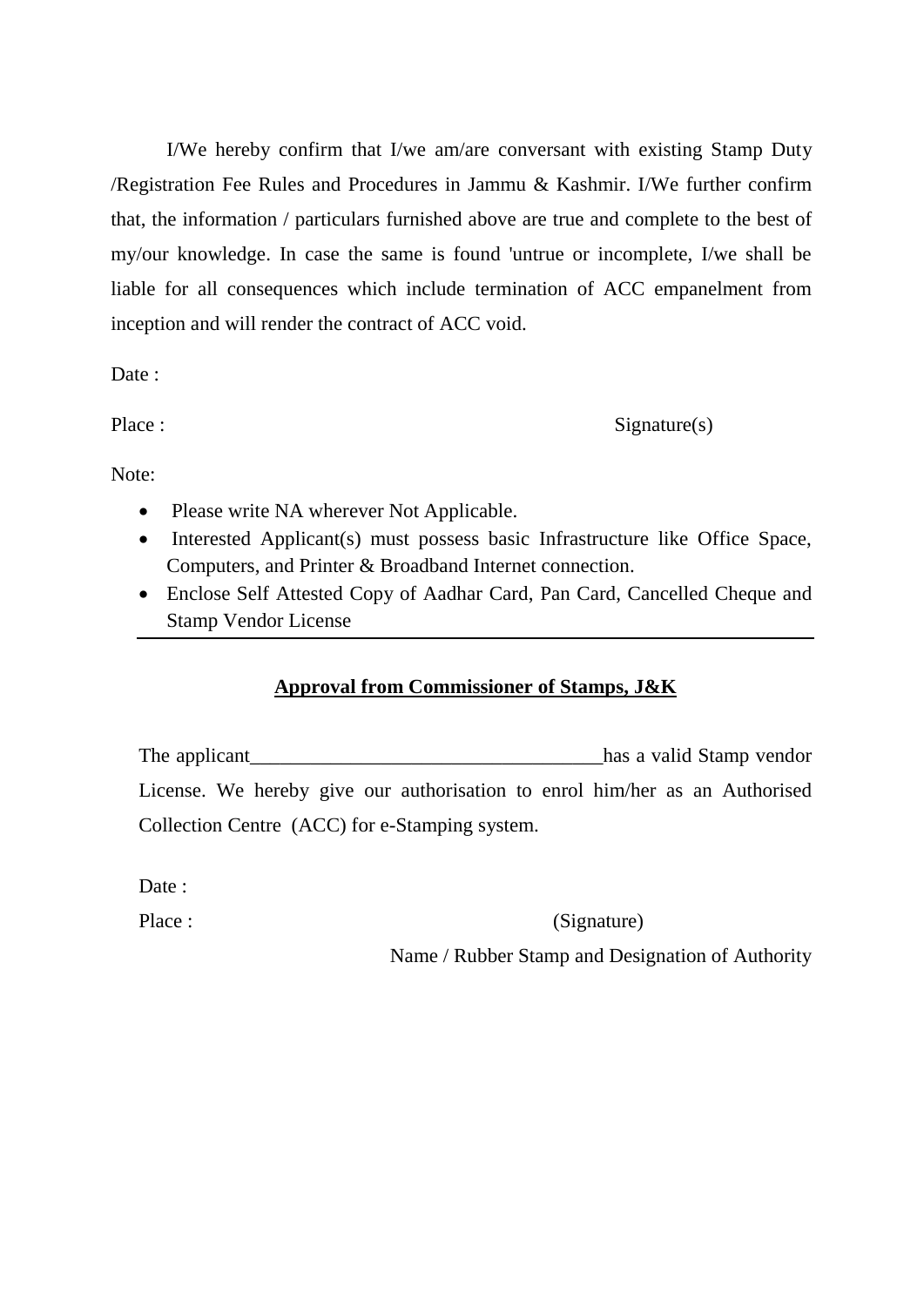I/We hereby confirm that I/we am/are conversant with existing Stamp Duty /Registration Fee Rules and Procedures in Jammu & Kashmir. I/We further confirm that, the information / particulars furnished above are true and complete to the best of my/our knowledge. In case the same is found 'untrue or incomplete, I/we shall be liable for all consequences which include termination of ACC empanelment from inception and will render the contract of ACC void.

Date :

Place : Signature(s)

Note:

- Please write NA wherever Not Applicable.
- Interested Applicant(s) must possess basic Infrastructure like Office Space, Computers, and Printer & Broadband Internet connection.
- Enclose Self Attested Copy of Aadhar Card, Pan Card, Cancelled Cheque and Stamp Vendor License

---

## Approval from Commissioner of Stamps, J&K

The applicant___________________________________has a valid Stamp vendor License. We hereby give our authorisation to enrol him/her as an Authorised Collection Centre (ACC) for e-Stamping system.

Date :

Place : (Signature)

Name / Rubber Stamp and Designation of Authority